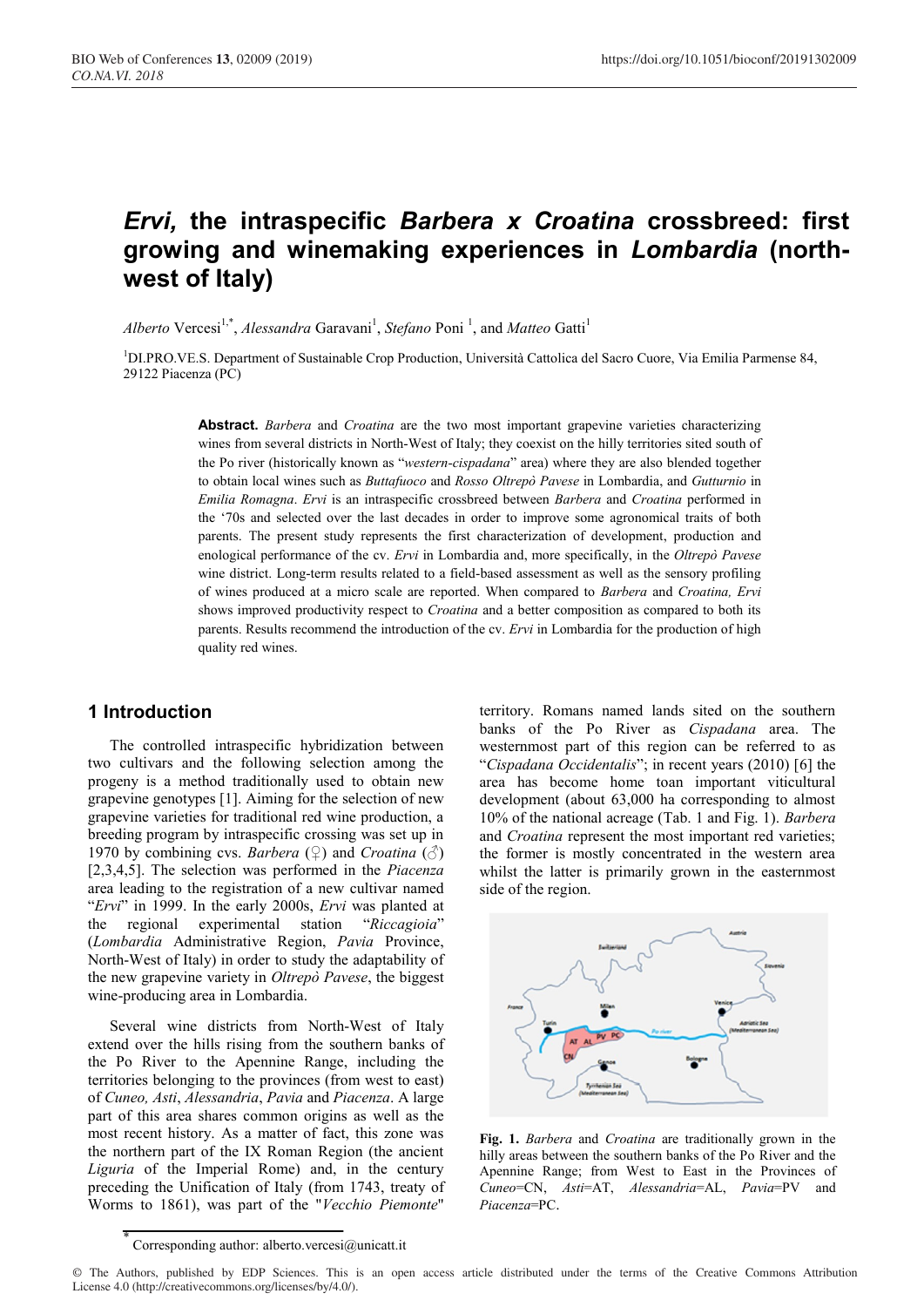# *Ervi,* the intraspecific *Barbera x Croatina* crossbreed: first growing and winemaking experiences in *Lombardia* (north-west of Italy)

*Alberto* Vercesi[1,*], *Alessandra* Garavani[1], *Stefano* Poni [1], and *Matteo* Gatti[1]

[1]DI.PRO.VE.S. Department of Sustainable Crop Production, Università Cattolica del Sacro Cuore, Via Emilia Parmense 84, 29122 Piacenza (PC)

**Abstract.** *Barbera* and *Croatina* are the two most important grapevine varieties characterizing wines from several districts in North-West of Italy; they coexist on the hilly territories sited south of the Po river (historically known as "*western-cispadana*" area) where they are also blended together to obtain local wines such as *Buttafuoco* and *Rosso Oltrepò Pavese* in Lombardia, and *Gutturnio* in *Emilia Romagna*. *Ervi* is an intraspecific crossbreed between *Barbera* and *Croatina* performed in the '70s and selected over the last decades in order to improve some agronomical traits of both parents. The present study represents the first characterization of development, production and enological performance of the cv. *Ervi* in Lombardia and, more specifically, in the *Oltrepò Pavese* wine district. Long-term results related to a field-based assessment as well as the sensory profiling of wines produced at a micro scale are reported. When compared to *Barbera* and *Croatina, Ervi* shows improved productivity respect to *Croatina* and a better composition as compared to both its parents. Results recommend the introduction of the cv. *Ervi* in Lombardia for the production of high quality red wines.

## 1 Introduction

The controlled intraspecific hybridization between two cultivars and the following selection among the progeny is a method traditionally used to obtain new grapevine genotypes [1]. Aiming for the selection of new grapevine varieties for traditional red wine production, a breeding program by intraspecific crossing was set up in 1970 by combining cvs. *Barbera* (♀) and *Croatina* (♂) [2,3,4,5]. The selection was performed in the *Piacenza* area leading to the registration of a new cultivar named "*Ervi*" in 1999. In the early 2000s, *Ervi* was planted at the regional experimental station "*Riccagioia*" (*Lombardia* Administrative Region, *Pavia* Province, North-West of Italy) in order to study the adaptability of the new grapevine variety in *Oltrepò Pavese*, the biggest wine-producing area in Lombardia.

Several wine districts from North-West of Italy extend over the hills rising from the southern banks of the Po River to the Apennine Range, including the territories belonging to the provinces (from west to east) of *Cuneo, Asti*, *Alessandria*, *Pavia* and *Piacenza*. A large part of this area shares common origins as well as the most recent history. As a matter of fact, this zone was the northern part of the IX Roman Region (the ancient *Liguria* of the Imperial Rome) and, in the century preceding the Unification of Italy (from 1743, treaty of Worms to 1861), was part of the "*Vecchio Piemonte*" territory. Romans named lands sited on the southern banks of the Po River as *Cispadana* area. The westernmost part of this region can be referred to as "*Cispadana Occidentalis*"; in recent years (2010) [6] the area has become home toan important viticultural development (about 63,000 ha corresponding to almost 10% of the national acreage (Tab. 1 and Fig. 1). *Barbera* and *Croatina* represent the most important red varieties; the former is mostly concentrated in the western area whilst the latter is primarily grown in the easternmost side of the region.

**Fig. 1.** *Barbera* and *Croatina* are traditionally grown in the hilly areas between the southern banks of the Po River and the Apennine Range; from West to East in the Provinces of *Cuneo*=CN, *Asti*=AT, *Alessandria*=AL, *Pavia*=PV and *Piacenza*=PC.

* Corresponding author: alberto.vercesi@unicatt.it

© The Authors, published by EDP Sciences. This is an open access article distributed under the terms of the Creative Commons Attribution License 4.0 (http://creativecommons.org/licenses/by/4.0/).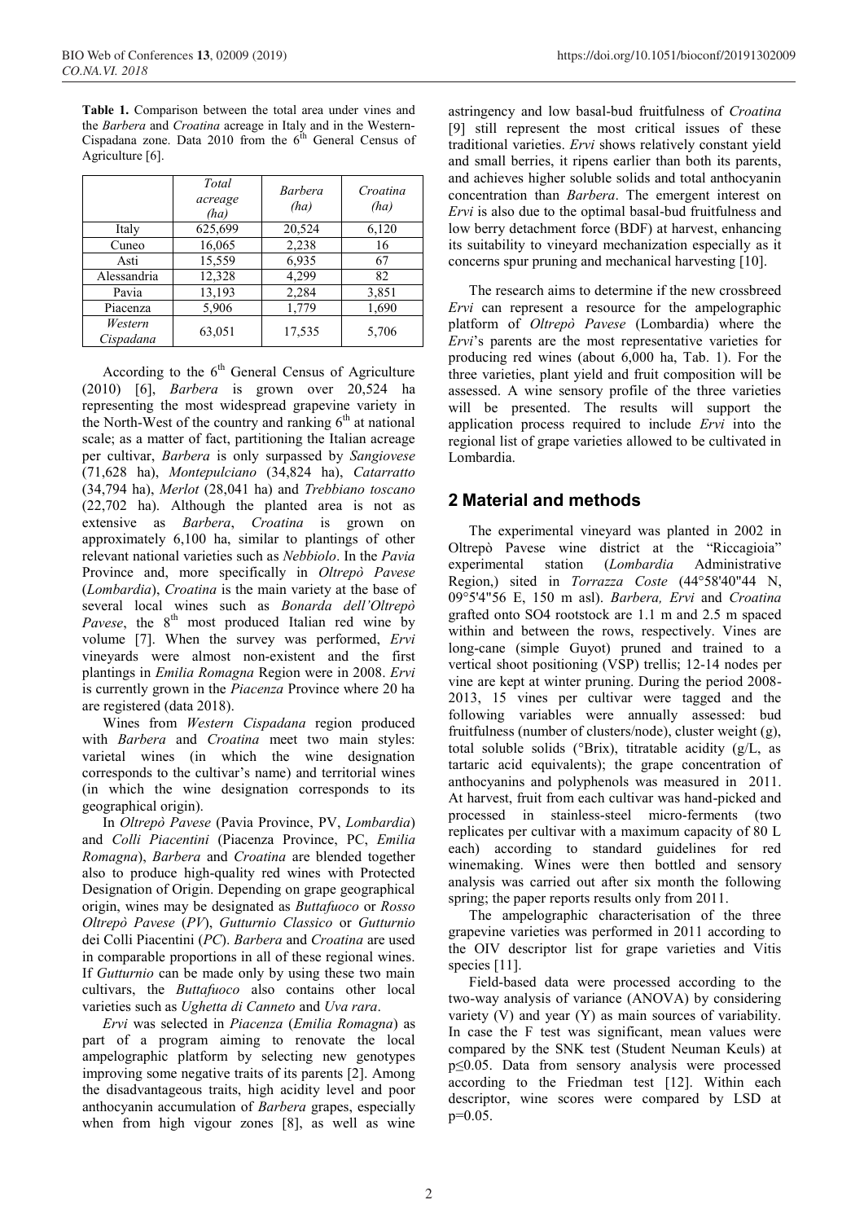**Table 1.** Comparison between the total area under vines and the *Barbera* and *Croatina* acreage in Italy and in the Western-Cispadana zone. Data 2010 from the 6th General Census of Agriculture [6].

| | *Total acreage (ha)* | *Barbera (ha)* | *Croatina (ha)* |
|---|---|---|---|
| Italy | 625,699 | 20,524 | 6,120 |
| Cuneo | 16,065 | 2,238 | 16 |
| Asti | 15,559 | 6,935 | 67 |
| Alessandria | 12,328 | 4,299 | 82 |
| Pavia | 13,193 | 2,284 | 3,851 |
| Piacenza | 5,906 | 1,779 | 1,690 |
| *Western Cispadana* | 63,051 | 17,535 | 5,706 |

According to the 6th General Census of Agriculture (2010) [6], *Barbera* is grown over 20,524 ha representing the most widespread grapevine variety in the North-West of the country and ranking 6th at national scale; as a matter of fact, partitioning the Italian acreage per cultivar, *Barbera* is only surpassed by *Sangiovese* (71,628 ha), *Montepulciano* (34,824 ha), *Catarratto* (34,794 ha), *Merlot* (28,041 ha) and *Trebbiano toscano* (22,702 ha). Although the planted area is not as extensive as *Barbera*, *Croatina* is grown on approximately 6,100 ha, similar to plantings of other relevant national varieties such as *Nebbiolo*. In the *Pavia* Province and, more specifically in *Oltrepò Pavese* (*Lombardia*), *Croatina* is the main variety at the base of several local wines such as *Bonarda dell'Oltrepò Pavese*, the 8th most produced Italian red wine by volume [7]. When the survey was performed, *Ervi* vineyards were almost non-existent and the first plantings in *Emilia Romagna* Region were in 2008. *Ervi* is currently grown in the *Piacenza* Province where 20 ha are registered (data 2018).

Wines from *Western Cispadana* region produced with *Barbera* and *Croatina* meet two main styles: varietal wines (in which the wine designation corresponds to the cultivar's name) and territorial wines (in which the wine designation corresponds to its geographical origin).

In *Oltrepò Pavese* (Pavia Province, PV, *Lombardia*) and *Colli Piacentini* (Piacenza Province, PC, *Emilia Romagna*), *Barbera* and *Croatina* are blended together also to produce high-quality red wines with Protected Designation of Origin. Depending on grape geographical origin, wines may be designated as *Buttafuoco* or *Rosso Oltrepò Pavese* (*PV*), *Gutturnio Classico* or *Gutturnio* dei Colli Piacentini (*PC*). *Barbera* and *Croatina* are used in comparable proportions in all of these regional wines. If *Gutturnio* can be made only by using these two main cultivars, the *Buttafuoco* also contains other local varieties such as *Ughetta di Canneto* and *Uva rara*.

*Ervi* was selected in *Piacenza* (*Emilia Romagna*) as part of a program aiming to renovate the local ampelographic platform by selecting new genotypes improving some negative traits of its parents [2]. Among the disadvantageous traits, high acidity level and poor anthocyanin accumulation of *Barbera* grapes, especially when from high vigour zones [8], as well as wine astringency and low basal-bud fruitfulness of *Croatina* [9] still represent the most critical issues of these traditional varieties. *Ervi* shows relatively constant yield and small berries, it ripens earlier than both its parents, and achieves higher soluble solids and total anthocyanin concentration than *Barbera*. The emergent interest on *Ervi* is also due to the optimal basal-bud fruitfulness and low berry detachment force (BDF) at harvest, enhancing its suitability to vineyard mechanization especially as it concerns spur pruning and mechanical harvesting [10].

The research aims to determine if the new crossbreed *Ervi* can represent a resource for the ampelographic platform of *Oltrepò Pavese* (Lombardia) where the *Ervi*'s parents are the most representative varieties for producing red wines (about 6,000 ha, Tab. 1). For the three varieties, plant yield and fruit composition will be assessed. A wine sensory profile of the three varieties will be presented. The results will support the application process required to include *Ervi* into the regional list of grape varieties allowed to be cultivated in Lombardia.

## 2 Material and methods

The experimental vineyard was planted in 2002 in Oltrepò Pavese wine district at the "Riccagioia" experimental station (*Lombardia* Administrative Region,) sited in *Torrazza Coste* (44°58'40"44 N, 09°5'4"56 E, 150 m asl). *Barbera, Ervi* and *Croatina* grafted onto SO4 rootstock are 1.1 m and 2.5 m spaced within and between the rows, respectively. Vines are long-cane (simple Guyot) pruned and trained to a vertical shoot positioning (VSP) trellis; 12-14 nodes per vine are kept at winter pruning. During the period 2008-2013, 15 vines per cultivar were tagged and the following variables were annually assessed: bud fruitfulness (number of clusters/node), cluster weight (g), total soluble solids (°Brix), titratable acidity (g/L, as tartaric acid equivalents); the grape concentration of anthocyanins and polyphenols was measured in 2011. At harvest, fruit from each cultivar was hand-picked and processed in stainless-steel micro-ferments (two replicates per cultivar with a maximum capacity of 80 L each) according to standard guidelines for red winemaking. Wines were then bottled and sensory analysis was carried out after six month the following spring; the paper reports results only from 2011.

The ampelographic characterisation of the three grapevine varieties was performed in 2011 according to the OIV descriptor list for grape varieties and Vitis species [11].

Field-based data were processed according to the two-way analysis of variance (ANOVA) by considering variety (V) and year (Y) as main sources of variability. In case the F test was significant, mean values were compared by the SNK test (Student Neuman Keuls) at $p \leq 0.05$. Data from sensory analysis were processed according to the Friedman test [12]. Within each descriptor, wine scores were compared by LSD at $p = 0.05$.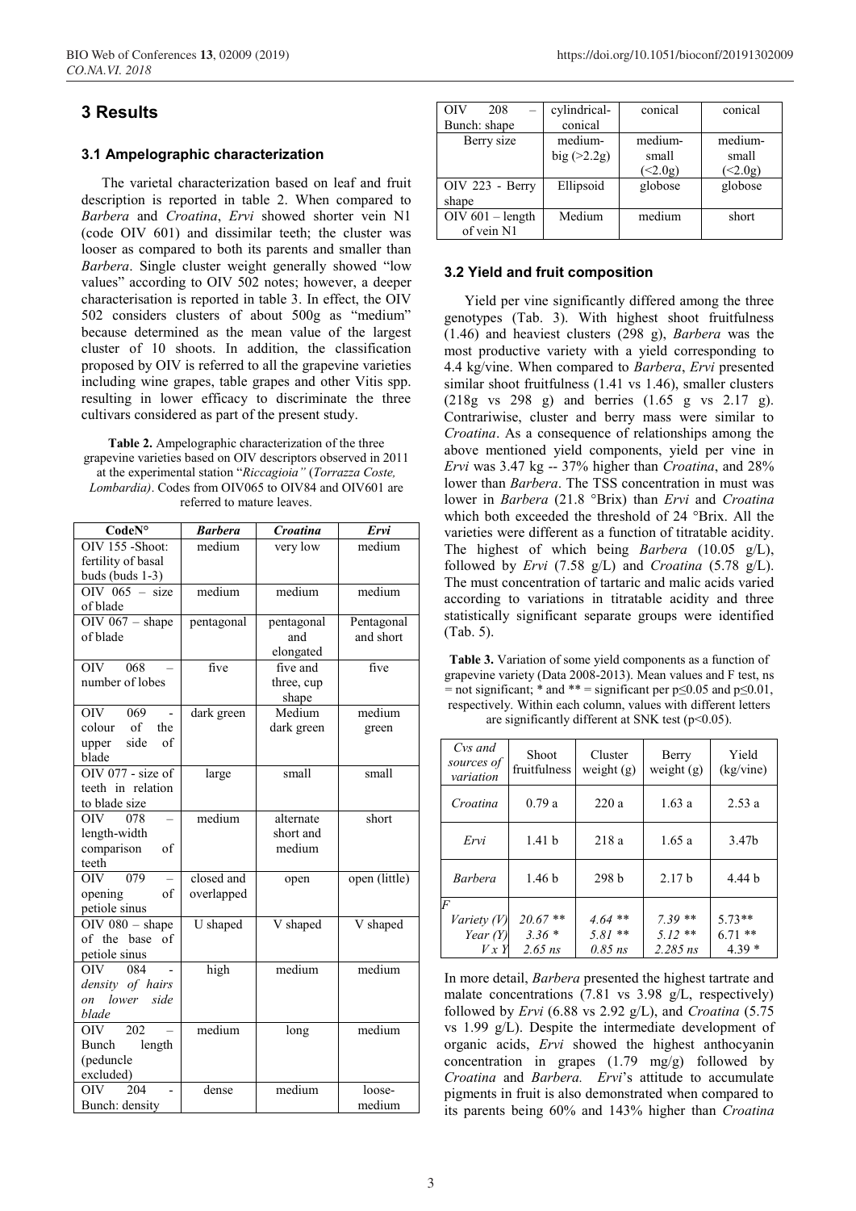# 3 Results

## 3.1 Ampelographic characterization

The varietal characterization based on leaf and fruit description is reported in table 2. When compared to *Barbera* and *Croatina*, *Ervi* showed shorter vein N1 (code OIV 601) and dissimilar teeth; the cluster was looser as compared to both its parents and smaller than *Barbera*. Single cluster weight generally showed "low values" according to OIV 502 notes; however, a deeper characterisation is reported in table 3. In effect, the OIV 502 considers clusters of about 500g as "medium" because determined as the mean value of the largest cluster of 10 shoots. In addition, the classification proposed by OIV is referred to all the grapevine varieties including wine grapes, table grapes and other Vitis spp. resulting in lower efficacy to discriminate the three cultivars considered as part of the present study.

**Table 2.** Ampelographic characterization of the three grapevine varieties based on OIV descriptors observed in 2011 at the experimental station "*Riccagioia"* (*Torrazza Coste, Lombardia)*. Codes from OIV065 to OIV84 and OIV601 are referred to mature leaves.

| CodeN° | *Barbera* | *Croatina* | *Ervi* |
|---|---|---|---|
| OIV 155 -Shoot: fertility of basal buds (buds 1-3) | medium | very low | medium |
| OIV 065 – size of blade | medium | medium | medium |
| OIV 067 – shape of blade | pentagonal | pentagonal and elongated | Pentagonal and short |
| OIV 068 – number of lobes | five | five and three, cup shape | five |
| OIV 069 - colour of the upper side of blade | dark green | Medium dark green | medium green |
| OIV 077 - size of teeth in relation to blade size | large | small | small |
| OIV 078 – length-width comparison of teeth | medium | alternate short and medium | short |
| OIV 079 – opening of petiole sinus | closed and overlapped | open | open (little) |
| OIV 080 – shape of the base of petiole sinus | U shaped | V shaped | V shaped |
| OIV 084 - *density of hairs on lower side blade* | high | medium | medium |
| OIV 202 – Bunch length (peduncle excluded) | medium | long | medium |
| OIV 204 - Bunch: density | dense | medium | loose-medium |
| OIV 208 – Bunch: shape | cylindrical-conical | conical | conical |
| Berry size | medium-big (>2.2g) | medium-small (<2.0g) | medium-small (<2.0g) |
| OIV 223 - Berry shape | Ellipsoid | globose | globose |
| OIV 601 – length of vein N1 | Medium | medium | short |

## 3.2 Yield and fruit composition

Yield per vine significantly differed among the three genotypes (Tab. 3). With highest shoot fruitfulness (1.46) and heaviest clusters (298 g), *Barbera* was the most productive variety with a yield corresponding to 4.4 kg/vine. When compared to *Barbera*, *Ervi* presented similar shoot fruitfulness (1.41 vs 1.46), smaller clusters (218g vs 298 g) and berries (1.65 g vs 2.17 g). Contrariwise, cluster and berry mass were similar to *Croatina*. As a consequence of relationships among the above mentioned yield components, yield per vine in *Ervi* was 3.47 kg -- 37% higher than *Croatina*, and 28% lower than *Barbera*. The TSS concentration in must was lower in *Barbera* (21.8 °Brix) than *Ervi* and *Croatina* which both exceeded the threshold of 24 °Brix. All the varieties were different as a function of titratable acidity. The highest of which being *Barbera* (10.05 g/L), followed by *Ervi* (7.58 g/L) and *Croatina* (5.78 g/L). The must concentration of tartaric and malic acids varied according to variations in titratable acidity and three statistically significant separate groups were identified (Tab. 5).

**Table 3.** Variation of some yield components as a function of grapevine variety (Data 2008-2013). Mean values and F test, ns = not significant; * and ** = significant per p≤0.05 and p≤0.01, respectively. Within each column, values with different letters are significantly different at SNK test (p<0.05).

| *Cvs and sources of variation* | Shoot fruitfulness | Cluster weight (g) | Berry weight (g) | Yield (kg/vine) |
|---|---|---|---|---|
| *Croatina* | 0.79 a | 220 a | 1.63 a | 2.53 a |
| *Ervi* | 1.41 b | 218 a | 1.65 a | 3.47b |
| *Barbera* | 1.46 b | 298 b | 2.17 b | 4.44 b |
| *F* | | | | |
| *Variety (V)* | *20.67 \*\** | *4.64 \*\** | *7.39 \*\** | 5.73\*\* |
| *Year (Y)* | *3.36 \** | *5.81 \*\** | *5.12 \*\** | 6.71 \*\* |
| *V x Y* | *2.65 ns* | *0.85 ns* | *2.285 ns* | 4.39 \* |

In more detail, *Barbera* presented the highest tartrate and malate concentrations (7.81 vs 3.98 g/L, respectively) followed by *Ervi* (6.88 vs 2.92 g/L), and *Croatina* (5.75 vs 1.99 g/L). Despite the intermediate development of organic acids, *Ervi* showed the highest anthocyanin concentration in grapes (1.79 mg/g) followed by *Croatina* and *Barbera.* *Ervi*'s attitude to accumulate pigments in fruit is also demonstrated when compared to its parents being 60% and 143% higher than *Croatina*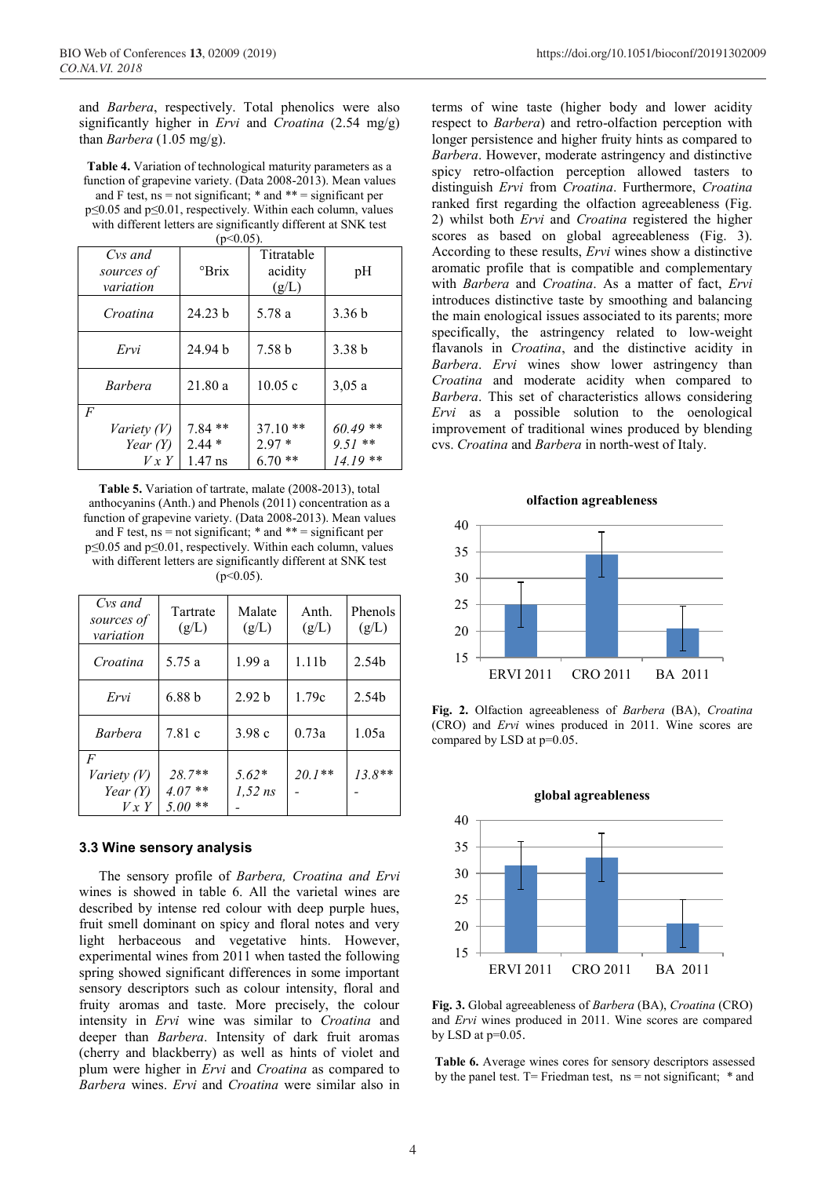and *Barbera*, respectively. Total phenolics were also significantly higher in *Ervi* and *Croatina* (2.54 mg/g) than *Barbera* (1.05 mg/g).

**Table 4.** Variation of technological maturity parameters as a function of grapevine variety. (Data 2008-2013). Mean values and F test, ns = not significant; * and ** = significant per p≤0.05 and p≤0.01, respectively. Within each column, values with different letters are significantly different at SNK test (p<0.05).

| *Cvs and sources of variation* | °Brix | Titratable acidity (g/L) | pH |
|---|---|---|---|
| *Croatina* | 24.23 b | 5.78 a | 3.36 b |
| *Ervi* | 24.94 b | 7.58 b | 3.38 b |
| *Barbera* | 21.80 a | 10.05 c | 3,05 a |
| *F* | | | |
| *Variety (V)* | 7.84 ** | 37.10 ** | *60.49 *** |
| *Year (Y)* | 2.44 * | 2.97 * | *9.51 *** |
| *V x Y* | 1.47 ns | 6.70 ** | *14.19 *** |

**Table 5.** Variation of tartrate, malate (2008-2013), total anthocyanins (Anth.) and Phenols (2011) concentration as a function of grapevine variety. (Data 2008-2013). Mean values and F test, ns = not significant; * and ** = significant per p≤0.05 and p≤0.01, respectively. Within each column, values with different letters are significantly different at SNK test (p<0.05).

| *Cvs and sources of variation* | Tartrate (g/L) | Malate (g/L) | Anth. (g/L) | Phenols (g/L) |
|---|---|---|---|---|
| *Croatina* | 5.75 a | 1.99 a | 1.11b | 2.54b |
| *Ervi* | 6.88 b | 2.92 b | 1.79c | 2.54b |
| *Barbera* | 7.81 c | 3.98 c | 0.73a | 1.05a |
| *F* | | | | |
| *Variety (V)* | *28.7*** | *5.62** | *20.1*** | *13.8*** |
| *Year (Y)* | *4.07 *** | *1,52 ns* | - | - |
| *V x Y* | *5.00 *** | - | | |

### 3.3 Wine sensory analysis

The sensory profile of *Barbera, Croatina and Ervi* wines is showed in table 6. All the varietal wines are described by intense red colour with deep purple hues, fruit smell dominant on spicy and floral notes and very light herbaceous and vegetative hints. However, experimental wines from 2011 when tasted the following spring showed significant differences in some important sensory descriptors such as colour intensity, floral and fruity aromas and taste. More precisely, the colour intensity in *Ervi* wine was similar to *Croatina* and deeper than *Barbera*. Intensity of dark fruit aromas (cherry and blackberry) as well as hints of violet and plum were higher in *Ervi* and *Croatina* as compared to *Barbera* wines. *Ervi* and *Croatina* were similar also in terms of wine taste (higher body and lower acidity respect to *Barbera*) and retro-olfaction perception with longer persistence and higher fruity hints as compared to *Barbera*. However, moderate astringency and distinctive spicy retro-olfaction perception allowed tasters to distinguish *Ervi* from *Croatina*. Furthermore, *Croatina* ranked first regarding the olfaction agreeableness (Fig. 2) whilst both *Ervi* and *Croatina* registered the higher scores as based on global agreeableness (Fig. 3). According to these results, *Ervi* wines show a distinctive aromatic profile that is compatible and complementary with *Barbera* and *Croatina*. As a matter of fact, *Ervi* introduces distinctive taste by smoothing and balancing the main enological issues associated to its parents; more specifically, the astringency related to low-weight flavanols in *Croatina*, and the distinctive acidity in *Barbera*. *Ervi* wines show lower astringency than *Croatina* and moderate acidity when compared to *Barbera*. This set of characteristics allows considering *Ervi* as a possible solution to the oenological improvement of traditional wines produced by blending cvs. *Croatina* and *Barbera* in north-west of Italy.

**Fig. 2.** Olfaction agreeableness of *Barbera* (BA), *Croatina* (CRO) and *Ervi* wines produced in 2011. Wine scores are compared by LSD at p=0.05.

**Fig. 3.** Global agreeableness of *Barbera* (BA), *Croatina* (CRO) and *Ervi* wines produced in 2011. Wine scores are compared by LSD at p=0.05.

**Table 6.** Average wines cores for sensory descriptors assessed by the panel test. T= Friedman test, ns = not significant; * and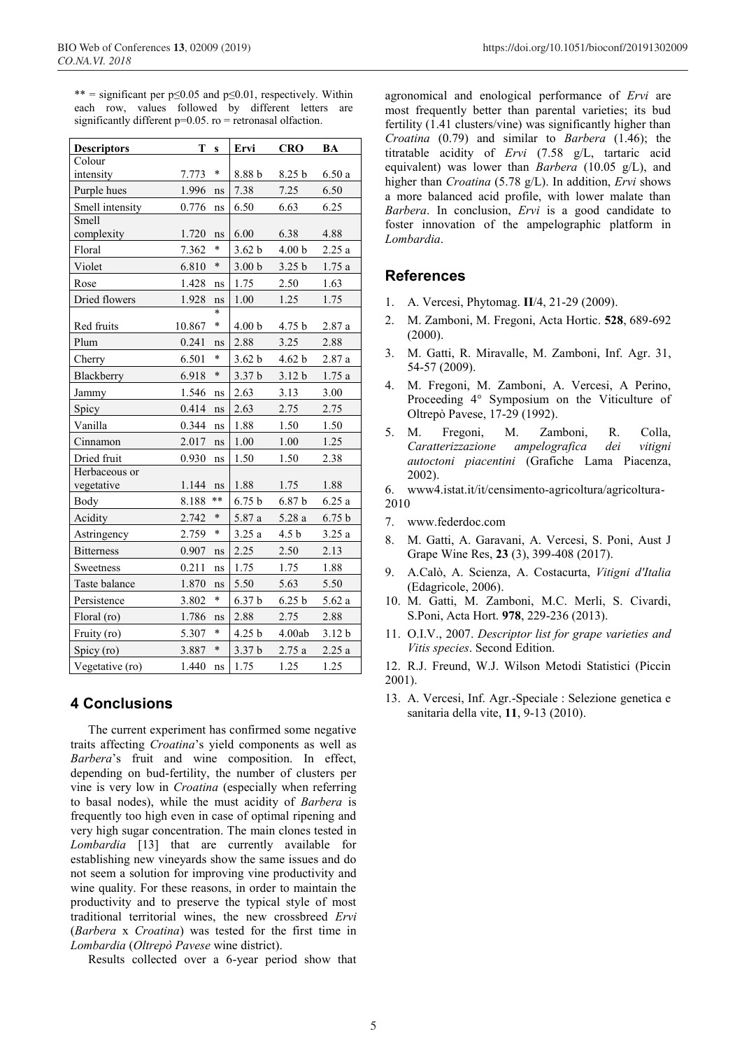** = significant per p≤0.05 and p≤0.01, respectively. Within each row, values followed by different letters are significantly different p=0.05. ro = retronasal olfaction.

| Descriptors | T | s | Ervi | CRO | BA |
|---|---|---|---|---|---|
| Colour intensity | 7.773 | * | 8.88 b | 8.25 b | 6.50 a |
| Purple hues | 1.996 | ns | 7.38 | 7.25 | 6.50 |
| Smell intensity | 0.776 | ns | 6.50 | 6.63 | 6.25 |
| Smell complexity | 1.720 | ns | 6.00 | 6.38 | 4.88 |
| Floral | 7.362 | * | 3.62 b | 4.00 b | 2.25 a |
| Violet | 6.810 | * | 3.00 b | 3.25 b | 1.75 a |
| Rose | 1.428 | ns | 1.75 | 2.50 | 1.63 |
| Dried flowers | 1.928 | ns | 1.00 | 1.25 | 1.75 |
| Red fruits | 10.867 | ** | 4.00 b | 4.75 b | 2.87 a |
| Plum | 0.241 | ns | 2.88 | 3.25 | 2.88 |
| Cherry | 6.501 | * | 3.62 b | 4.62 b | 2.87 a |
| Blackberry | 6.918 | * | 3.37 b | 3.12 b | 1.75 a |
| Jammy | 1.546 | ns | 2.63 | 3.13 | 3.00 |
| Spicy | 0.414 | ns | 2.63 | 2.75 | 2.75 |
| Vanilla | 0.344 | ns | 1.88 | 1.50 | 1.50 |
| Cinnamon | 2.017 | ns | 1.00 | 1.00 | 1.25 |
| Dried fruit | 0.930 | ns | 1.50 | 1.50 | 2.38 |
| Herbaceous or vegetative | 1.144 | ns | 1.88 | 1.75 | 1.88 |
| Body | 8.188 | ** | 6.75 b | 6.87 b | 6.25 a |
| Acidity | 2.742 | * | 5.87 a | 5.28 a | 6.75 b |
| Astringency | 2.759 | * | 3.25 a | 4.5 b | 3.25 a |
| Bitterness | 0.907 | ns | 2.25 | 2.50 | 2.13 |
| Sweetness | 0.211 | ns | 1.75 | 1.75 | 1.88 |
| Taste balance | 1.870 | ns | 5.50 | 5.63 | 5.50 |
| Persistence | 3.802 | * | 6.37 b | 6.25 b | 5.62 a |
| Floral (ro) | 1.786 | ns | 2.88 | 2.75 | 2.88 |
| Fruity (ro) | 5.307 | * | 4.25 b | 4.00ab | 3.12 b |
| Spicy (ro) | 3.887 | * | 3.37 b | 2.75 a | 2.25 a |
| Vegetative (ro) | 1.440 | ns | 1.75 | 1.25 | 1.25 |

## 4 Conclusions

The current experiment has confirmed some negative traits affecting *Croatina*'s yield components as well as *Barbera*'s fruit and wine composition. In effect, depending on bud-fertility, the number of clusters per vine is very low in *Croatina* (especially when referring to basal nodes), while the must acidity of *Barbera* is frequently too high even in case of optimal ripening and very high sugar concentration. The main clones tested in *Lombardia* [13] that are currently available for establishing new vineyards show the same issues and do not seem a solution for improving vine productivity and wine quality. For these reasons, in order to maintain the productivity and to preserve the typical style of most traditional territorial wines, the new crossbreed *Ervi* (*Barbera* x *Croatina*) was tested for the first time in *Lombardia* (*Oltrepò Pavese* wine district).

Results collected over a 6-year period show that agronomical and enological performance of *Ervi* are most frequently better than parental varieties; its bud fertility (1.41 clusters/vine) was significantly higher than *Croatina* (0.79) and similar to *Barbera* (1.46); the titratable acidity of *Ervi* (7.58 g/L, tartaric acid equivalent) was lower than *Barbera* (10.05 g/L), and higher than *Croatina* (5.78 g/L). In addition, *Ervi* shows a more balanced acid profile, with lower malate than *Barbera*. In conclusion, *Ervi* is a good candidate to foster innovation of the ampelographic platform in *Lombardia*.

## References

1. A. Vercesi, Phytomag. **II**/4, 21-29 (2009).
2. M. Zamboni, M. Fregoni, Acta Hortic. **528**, 689-692 (2000).
3. M. Gatti, R. Miravalle, M. Zamboni, Inf. Agr. 31, 54-57 (2009).
4. M. Fregoni, M. Zamboni, A. Vercesi, A Perino, Proceeding 4° Symposium on the Viticulture of Oltrepò Pavese, 17-29 (1992).
5. M. Fregoni, M. Zamboni, R. Colla, *Caratterizzazione ampelografica dei vitigni autoctoni piacentini* (Grafiche Lama Piacenza, 2002).
6. www4.istat.it/it/censimento-agricoltura/agricoltura-2010
7. www.federdoc.com
8. M. Gatti, A. Garavani, A. Vercesi, S. Poni, Aust J Grape Wine Res, **23** (3), 399-408 (2017).
9. A.Calò, A. Scienza, A. Costacurta, *Vitigni d'Italia* (Edagricole, 2006).
10. M. Gatti, M. Zamboni, M.C. Merli, S. Civardi, S.Poni, Acta Hort. **978**, 229-236 (2013).
11. O.I.V., 2007. *Descriptor list for grape varieties and Vitis species*. Second Edition.
12. R.J. Freund, W.J. Wilson Metodi Statistici (Piccin 2001).
13. A. Vercesi, Inf. Agr.-Speciale : Selezione genetica e sanitaria della vite, **11**, 9-13 (2010).